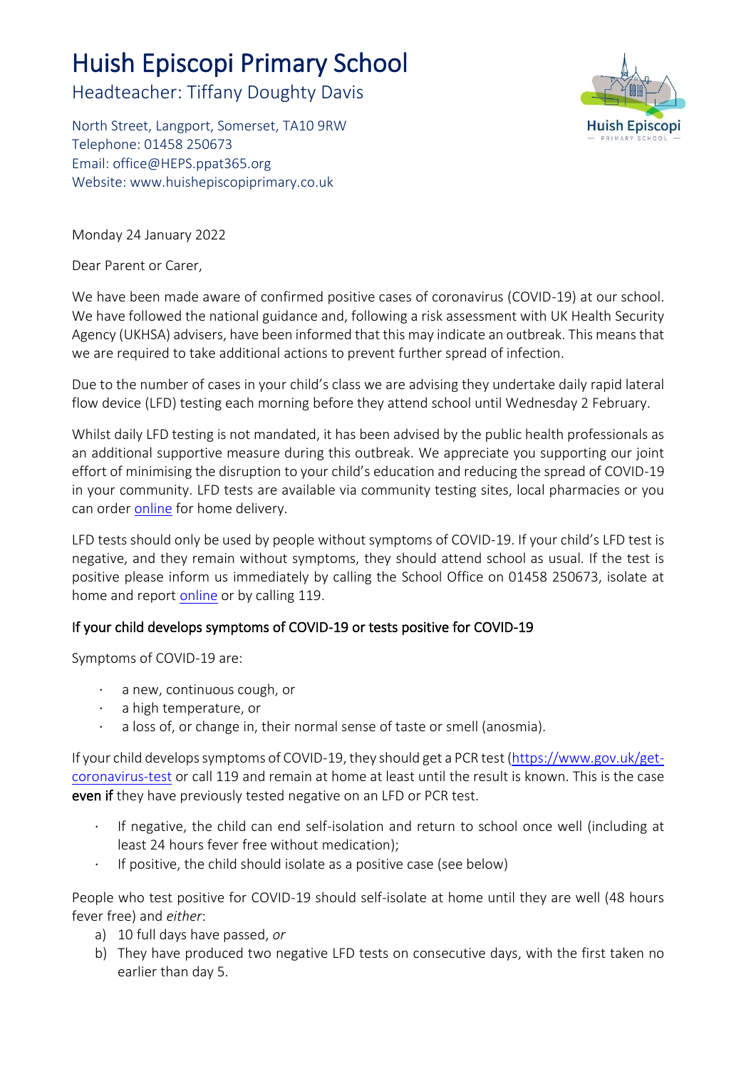# Huish Episcopi Primary School

## Headteacher: Tiffany Doughty Davis

North Street, Langport, Somerset, TA10 9RW
Telephone: 01458 250673
Email: office@HEPS.ppat365.org
Website: www.huishepiscopiprimary.co.uk

Monday 24 January 2022

Dear Parent or Carer,

We have been made aware of confirmed positive cases of coronavirus (COVID-19) at our school. We have followed the national guidance and, following a risk assessment with UK Health Security Agency (UKHSA) advisers, have been informed that this may indicate an outbreak. This means that we are required to take additional actions to prevent further spread of infection.

Due to the number of cases in your child's class we are advising they undertake daily rapid lateral flow device (LFD) testing each morning before they attend school until Wednesday 2 February.

Whilst daily LFD testing is not mandated, it has been advised by the public health professionals as an additional supportive measure during this outbreak. We appreciate you supporting our joint effort of minimising the disruption to your child's education and reducing the spread of COVID-19 in your community. LFD tests are available via community testing sites, local pharmacies or you can order online for home delivery.

LFD tests should only be used by people without symptoms of COVID-19. If your child's LFD test is negative, and they remain without symptoms, they should attend school as usual. If the test is positive please inform us immediately by calling the School Office on 01458 250673, isolate at home and report online or by calling 119.

### If your child develops symptoms of COVID-19 or tests positive for COVID-19

Symptoms of COVID-19 are:

- a new, continuous cough, or
- a high temperature, or
- a loss of, or change in, their normal sense of taste or smell (anosmia).

If your child develops symptoms of COVID-19, they should get a PCR test (https://www.gov.uk/get-coronavirus-test or call 119 and remain at home at least until the result is known. This is the case **even if** they have previously tested negative on an LFD or PCR test.

- If negative, the child can end self-isolation and return to school once well (including at least 24 hours fever free without medication);
- If positive, the child should isolate as a positive case (see below)

People who test positive for COVID-19 should self-isolate at home until they are well (48 hours fever free) and *either*:

a) 10 full days have passed, *or*
b) They have produced two negative LFD tests on consecutive days, with the first taken no earlier than day 5.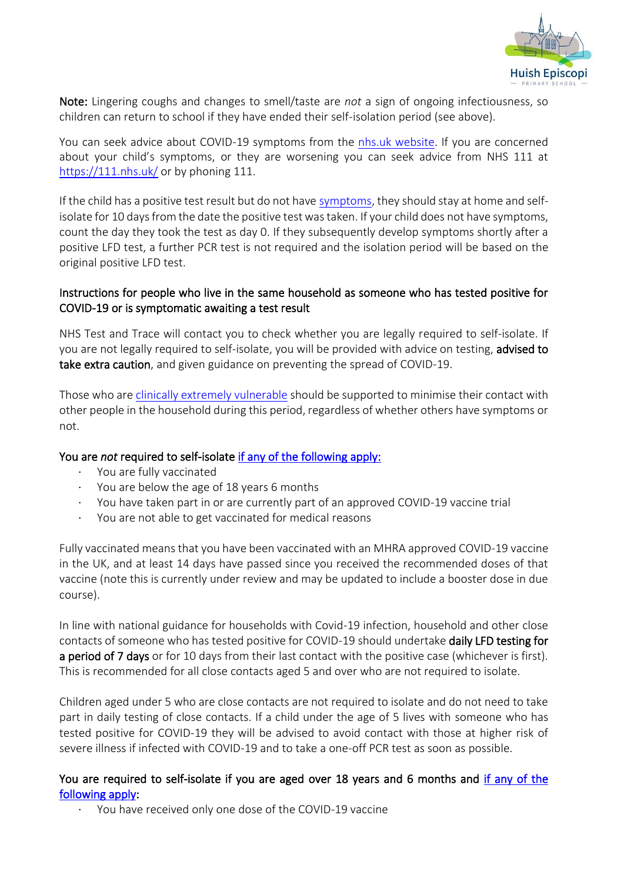**Note:** Lingering coughs and changes to smell/taste are *not* a sign of ongoing infectiousness, so children can return to school if they have ended their self-isolation period (see above).

You can seek advice about COVID-19 symptoms from the [nhs.uk website](). If you are concerned about your child's symptoms, or they are worsening you can seek advice from NHS 111 at [https://111.nhs.uk/](https://111.nhs.uk/) or by phoning 111.

If the child has a positive test result but do not have [symptoms](), they should stay at home and self-isolate for 10 days from the date the positive test was taken. If your child does not have symptoms, count the day they took the test as day 0. If they subsequently develop symptoms shortly after a positive LFD test, a further PCR test is not required and the isolation period will be based on the original positive LFD test.

### Instructions for people who live in the same household as someone who has tested positive for COVID-19 or is symptomatic awaiting a test result

NHS Test and Trace will contact you to check whether you are legally required to self-isolate. If you are not legally required to self-isolate, you will be provided with advice on testing, **advised to take extra caution**, and given guidance on preventing the spread of COVID-19.

Those who are [clinically extremely vulnerable]() should be supported to minimise their contact with other people in the household during this period, regardless of whether others have symptoms or not.

**You are *not* required to self-isolate [if any of the following apply:]()**

- You are fully vaccinated
- You are below the age of 18 years 6 months
- You have taken part in or are currently part of an approved COVID-19 vaccine trial
- You are not able to get vaccinated for medical reasons

Fully vaccinated means that you have been vaccinated with an MHRA approved COVID-19 vaccine in the UK, and at least 14 days have passed since you received the recommended doses of that vaccine (note this is currently under review and may be updated to include a booster dose in due course).

In line with national guidance for households with Covid-19 infection, household and other close contacts of someone who has tested positive for COVID-19 should undertake **daily LFD testing for a period of 7 days** or for 10 days from their last contact with the positive case (whichever is first). This is recommended for all close contacts aged 5 and over who are not required to isolate.

Children aged under 5 who are close contacts are not required to isolate and do not need to take part in daily testing of close contacts. If a child under the age of 5 lives with someone who has tested positive for COVID-19 they will be advised to avoid contact with those at higher risk of severe illness if infected with COVID-19 and to take a one-off PCR test as soon as possible.

**You are required to self-isolate if you are aged over 18 years and 6 months and [if any of the following apply]():**

- You have received only one dose of the COVID-19 vaccine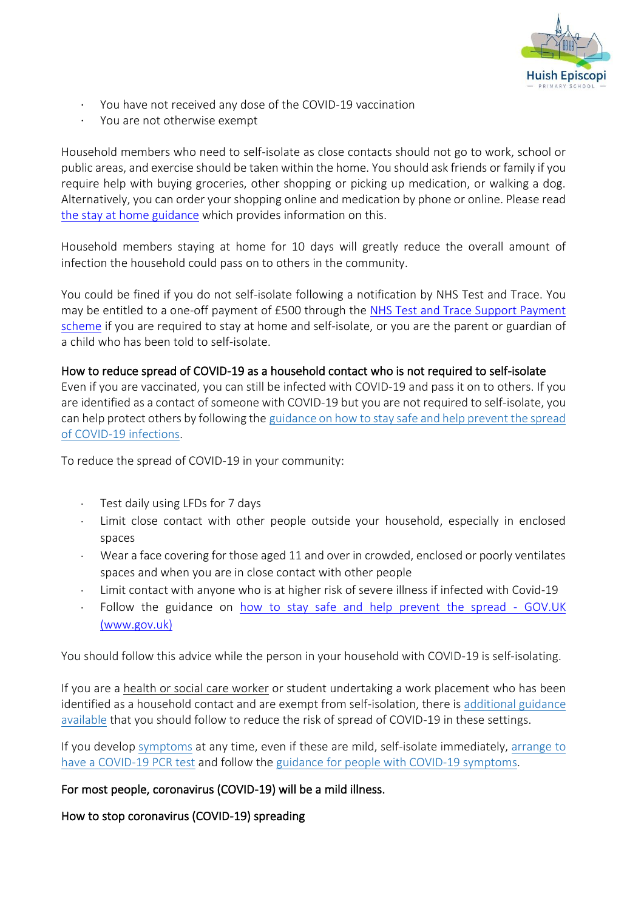- You have not received any dose of the COVID-19 vaccination
- You are not otherwise exempt

Household members who need to self-isolate as close contacts should not go to work, school or public areas, and exercise should be taken within the home. You should ask friends or family if you require help with buying groceries, other shopping or picking up medication, or walking a dog. Alternatively, you can order your shopping online and medication by phone or online. Please read [the stay at home guidance]() which provides information on this.

Household members staying at home for 10 days will greatly reduce the overall amount of infection the household could pass on to others in the community.

You could be fined if you do not self-isolate following a notification by NHS Test and Trace. You may be entitled to a one-off payment of £500 through the [NHS Test and Trace Support Payment scheme]() if you are required to stay at home and self-isolate, or you are the parent or guardian of a child who has been told to self-isolate.

### How to reduce spread of COVID-19 as a household contact who is not required to self-isolate

Even if you are vaccinated, you can still be infected with COVID-19 and pass it on to others. If you are identified as a contact of someone with COVID-19 but you are not required to self-isolate, you can help protect others by following the [guidance on how to stay safe and help prevent the spread of COVID-19 infections]().

To reduce the spread of COVID-19 in your community:

- Test daily using LFDs for 7 days
- Limit close contact with other people outside your household, especially in enclosed spaces
- Wear a face covering for those aged 11 and over in crowded, enclosed or poorly ventilates spaces and when you are in close contact with other people
- Limit contact with anyone who is at higher risk of severe illness if infected with Covid-19
- Follow the guidance on [how to stay safe and help prevent the spread - GOV.UK (www.gov.uk)]()

You should follow this advice while the person in your household with COVID-19 is self-isolating.

If you are a health or social care worker or student undertaking a work placement who has been identified as a household contact and are exempt from self-isolation, there is [additional guidance available]() that you should follow to reduce the risk of spread of COVID-19 in these settings.

If you develop [symptoms]() at any time, even if these are mild, self-isolate immediately, [arrange to have a COVID-19 PCR test]() and follow the [guidance for people with COVID-19 symptoms]().

For most people, coronavirus (COVID-19) will be a mild illness.

How to stop coronavirus (COVID-19) spreading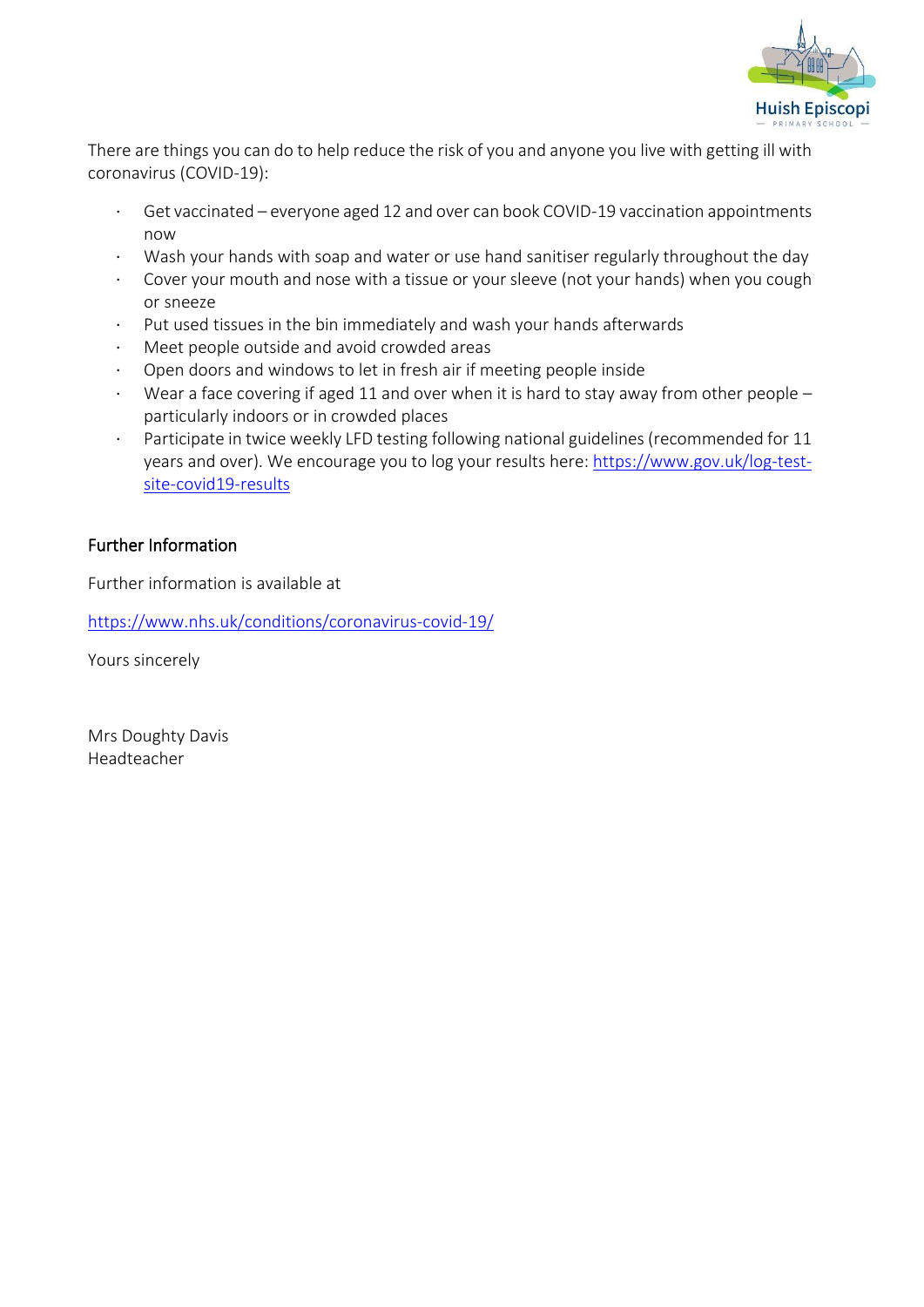There are things you can do to help reduce the risk of you and anyone you live with getting ill with coronavirus (COVID-19):

- Get vaccinated – everyone aged 12 and over can book COVID-19 vaccination appointments now
- Wash your hands with soap and water or use hand sanitiser regularly throughout the day
- Cover your mouth and nose with a tissue or your sleeve (not your hands) when you cough or sneeze
- Put used tissues in the bin immediately and wash your hands afterwards
- Meet people outside and avoid crowded areas
- Open doors and windows to let in fresh air if meeting people inside
- Wear a face covering if aged 11 and over when it is hard to stay away from other people – particularly indoors or in crowded places
- Participate in twice weekly LFD testing following national guidelines (recommended for 11 years and over). We encourage you to log your results here: https://www.gov.uk/log-test-site-covid19-results

## Further Information

Further information is available at

https://www.nhs.uk/conditions/coronavirus-covid-19/

Yours sincerely

Mrs Doughty Davis
Headteacher